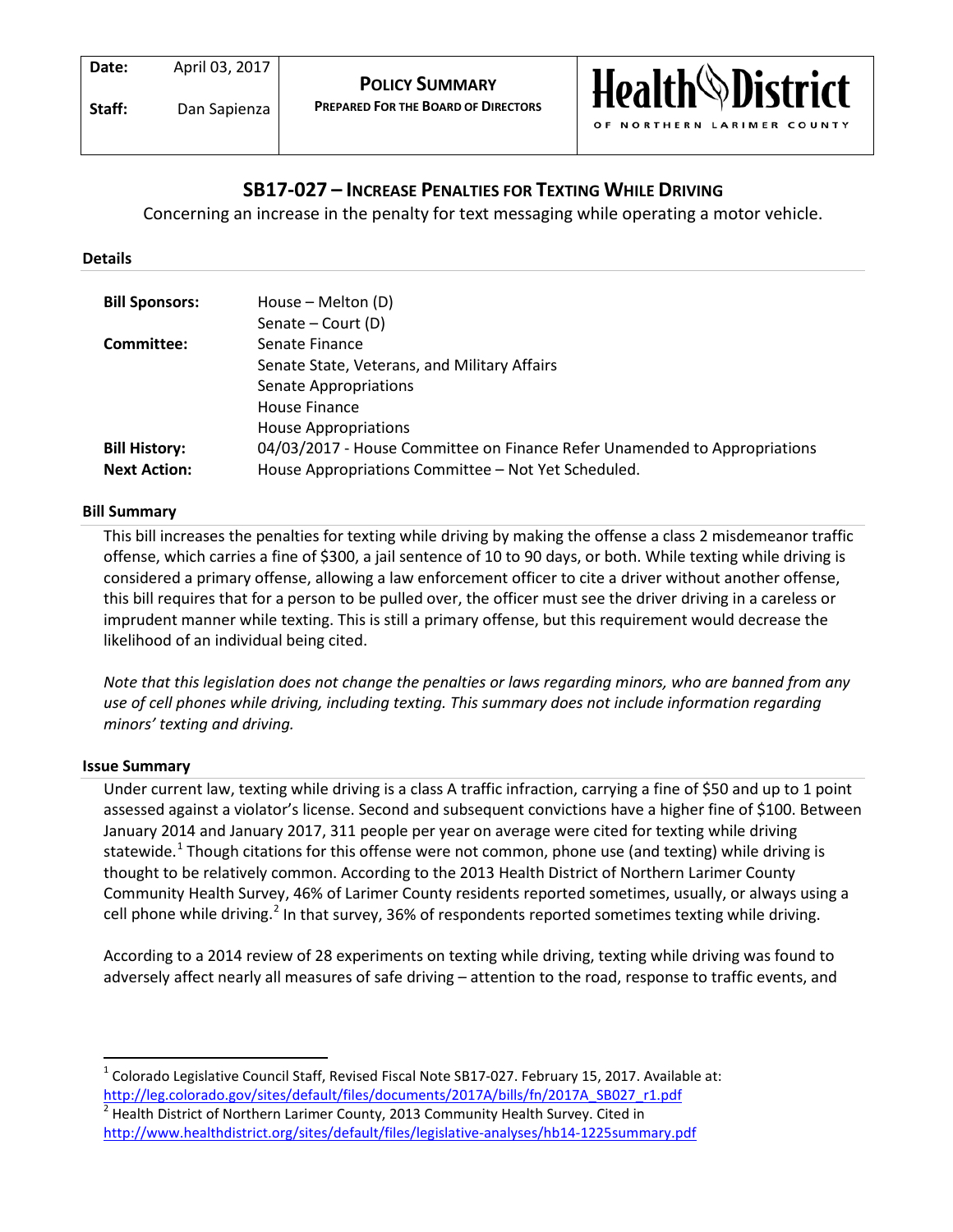| Date: | April 03, 2017 | **POLICY SUMMARY** | Health District |
|---|---|---|---|
| Staff: | Dan Sapienza | PREPARED FOR THE BOARD OF DIRECTORS | OF NORTHERN LARIMER COUNTY |

# SB17-027 – INCREASE PENALTIES FOR TEXTING WHILE DRIVING

Concerning an increase in the penalty for text messaging while operating a motor vehicle.

## Details

| | |
|---|---|
| **Bill Sponsors:** | House – Melton (D) |
| | Senate – Court (D) |
| **Committee:** | Senate Finance |
| | Senate State, Veterans, and Military Affairs |
| | Senate Appropriations |
| | House Finance |
| | House Appropriations |
| **Bill History:** | 04/03/2017 - House Committee on Finance Refer Unamended to Appropriations |
| **Next Action:** | House Appropriations Committee – Not Yet Scheduled. |

## Bill Summary

This bill increases the penalties for texting while driving by making the offense a class 2 misdemeanor traffic offense, which carries a fine of $300, a jail sentence of 10 to 90 days, or both. While texting while driving is considered a primary offense, allowing a law enforcement officer to cite a driver without another offense, this bill requires that for a person to be pulled over, the officer must see the driver driving in a careless or imprudent manner while texting. This is still a primary offense, but this requirement would decrease the likelihood of an individual being cited.

*Note that this legislation does not change the penalties or laws regarding minors, who are banned from any use of cell phones while driving, including texting. This summary does not include information regarding minors' texting and driving.*

## Issue Summary

Under current law, texting while driving is a class A traffic infraction, carrying a fine of $50 and up to 1 point assessed against a violator's license. Second and subsequent convictions have a higher fine of $100. Between January 2014 and January 2017, 311 people per year on average were cited for texting while driving statewide.[1] Though citations for this offense were not common, phone use (and texting) while driving is thought to be relatively common. According to the 2013 Health District of Northern Larimer County Community Health Survey, 46% of Larimer County residents reported sometimes, usually, or always using a cell phone while driving.[2] In that survey, 36% of respondents reported sometimes texting while driving.

According to a 2014 review of 28 experiments on texting while driving, texting while driving was found to adversely affect nearly all measures of safe driving – attention to the road, response to traffic events, and

---

[1] Colorado Legislative Council Staff, Revised Fiscal Note SB17-027. February 15, 2017. Available at: http://leg.colorado.gov/sites/default/files/documents/2017A/bills/fn/2017A_SB027_r1.pdf

[2] Health District of Northern Larimer County, 2013 Community Health Survey. Cited in http://www.healthdistrict.org/sites/default/files/legislative-analyses/hb14-1225summary.pdf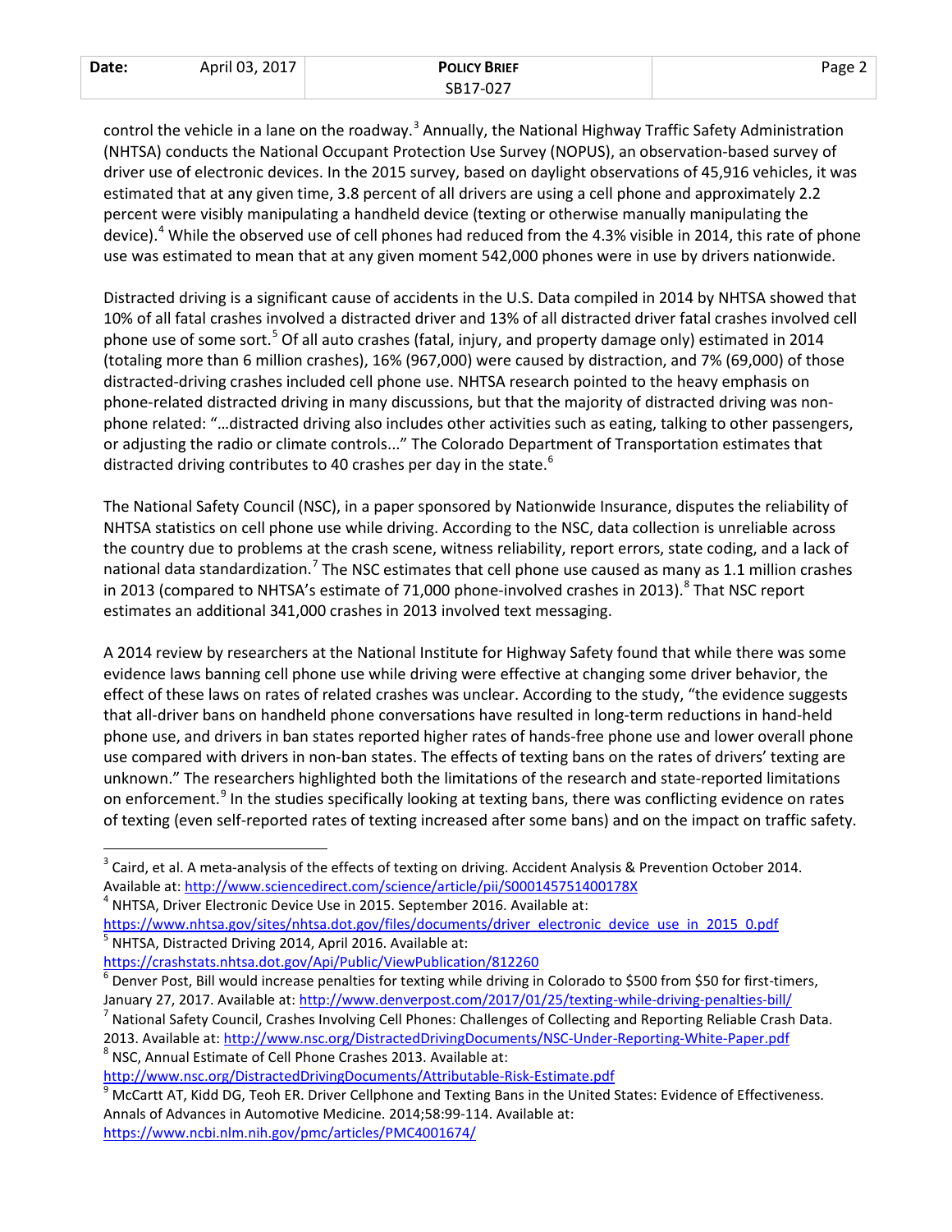control the vehicle in a lane on the roadway.[3] Annually, the National Highway Traffic Safety Administration (NHTSA) conducts the National Occupant Protection Use Survey (NOPUS), an observation-based survey of driver use of electronic devices. In the 2015 survey, based on daylight observations of 45,916 vehicles, it was estimated that at any given time, 3.8 percent of all drivers are using a cell phone and approximately 2.2 percent were visibly manipulating a handheld device (texting or otherwise manually manipulating the device).[4] While the observed use of cell phones had reduced from the 4.3% visible in 2014, this rate of phone use was estimated to mean that at any given moment 542,000 phones were in use by drivers nationwide.

Distracted driving is a significant cause of accidents in the U.S. Data compiled in 2014 by NHTSA showed that 10% of all fatal crashes involved a distracted driver and 13% of all distracted driver fatal crashes involved cell phone use of some sort.[5] Of all auto crashes (fatal, injury, and property damage only) estimated in 2014 (totaling more than 6 million crashes), 16% (967,000) were caused by distraction, and 7% (69,000) of those distracted-driving crashes included cell phone use. NHTSA research pointed to the heavy emphasis on phone-related distracted driving in many discussions, but that the majority of distracted driving was non-phone related: "…distracted driving also includes other activities such as eating, talking to other passengers, or adjusting the radio or climate controls..." The Colorado Department of Transportation estimates that distracted driving contributes to 40 crashes per day in the state.[6]

The National Safety Council (NSC), in a paper sponsored by Nationwide Insurance, disputes the reliability of NHTSA statistics on cell phone use while driving. According to the NSC, data collection is unreliable across the country due to problems at the crash scene, witness reliability, report errors, state coding, and a lack of national data standardization.[7] The NSC estimates that cell phone use caused as many as 1.1 million crashes in 2013 (compared to NHTSA's estimate of 71,000 phone-involved crashes in 2013).[8] That NSC report estimates an additional 341,000 crashes in 2013 involved text messaging.

A 2014 review by researchers at the National Institute for Highway Safety found that while there was some evidence laws banning cell phone use while driving were effective at changing some driver behavior, the effect of these laws on rates of related crashes was unclear. According to the study, "the evidence suggests that all-driver bans on handheld phone conversations have resulted in long-term reductions in hand-held phone use, and drivers in ban states reported higher rates of hands-free phone use and lower overall phone use compared with drivers in non-ban states. The effects of texting bans on the rates of drivers' texting are unknown." The researchers highlighted both the limitations of the research and state-reported limitations on enforcement.[9] In the studies specifically looking at texting bans, there was conflicting evidence on rates of texting (even self-reported rates of texting increased after some bans) and on the impact on traffic safety.

---

[3] Caird, et al. A meta-analysis of the effects of texting on driving. Accident Analysis & Prevention October 2014. Available at: http://www.sciencedirect.com/science/article/pii/S000145751400178X

[4] NHTSA, Driver Electronic Device Use in 2015. September 2016. Available at: https://www.nhtsa.gov/sites/nhtsa.dot.gov/files/documents/driver_electronic_device_use_in_2015_0.pdf

[5] NHTSA, Distracted Driving 2014, April 2016. Available at: https://crashstats.nhtsa.dot.gov/Api/Public/ViewPublication/812260

[6] Denver Post, Bill would increase penalties for texting while driving in Colorado to $500 from $50 for first-timers, January 27, 2017. Available at: http://www.denverpost.com/2017/01/25/texting-while-driving-penalties-bill/

[7] National Safety Council, Crashes Involving Cell Phones: Challenges of Collecting and Reporting Reliable Crash Data. 2013. Available at: http://www.nsc.org/DistractedDrivingDocuments/NSC-Under-Reporting-White-Paper.pdf

[8] NSC, Annual Estimate of Cell Phone Crashes 2013. Available at: http://www.nsc.org/DistractedDrivingDocuments/Attributable-Risk-Estimate.pdf

[9] McCartt AT, Kidd DG, Teoh ER. Driver Cellphone and Texting Bans in the United States: Evidence of Effectiveness. Annals of Advances in Automotive Medicine. 2014;58:99-114. Available at: https://www.ncbi.nlm.nih.gov/pmc/articles/PMC4001674/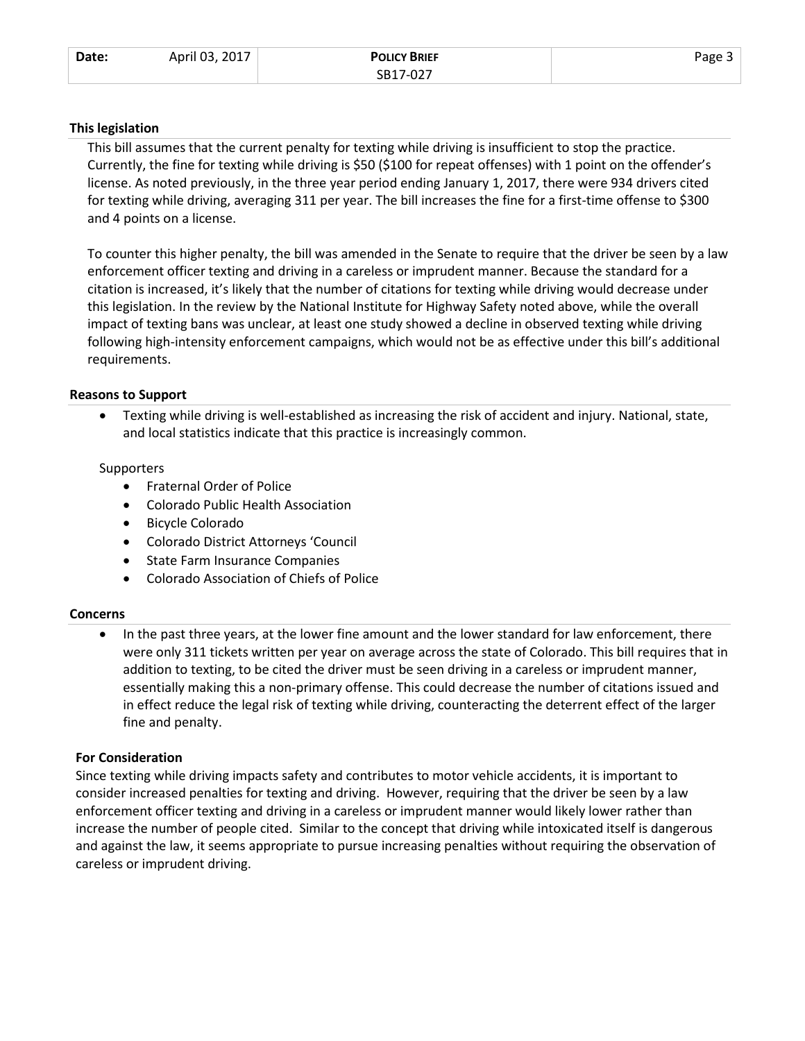### This legislation

This bill assumes that the current penalty for texting while driving is insufficient to stop the practice. Currently, the fine for texting while driving is $50 ($100 for repeat offenses) with 1 point on the offender's license. As noted previously, in the three year period ending January 1, 2017, there were 934 drivers cited for texting while driving, averaging 311 per year. The bill increases the fine for a first-time offense to $300 and 4 points on a license.

To counter this higher penalty, the bill was amended in the Senate to require that the driver be seen by a law enforcement officer texting and driving in a careless or imprudent manner. Because the standard for a citation is increased, it's likely that the number of citations for texting while driving would decrease under this legislation. In the review by the National Institute for Highway Safety noted above, while the overall impact of texting bans was unclear, at least one study showed a decline in observed texting while driving following high-intensity enforcement campaigns, which would not be as effective under this bill's additional requirements.

### Reasons to Support

- Texting while driving is well-established as increasing the risk of accident and injury. National, state, and local statistics indicate that this practice is increasingly common.

Supporters

- Fraternal Order of Police
- Colorado Public Health Association
- Bicycle Colorado
- Colorado District Attorneys 'Council
- State Farm Insurance Companies
- Colorado Association of Chiefs of Police

### Concerns

- In the past three years, at the lower fine amount and the lower standard for law enforcement, there were only 311 tickets written per year on average across the state of Colorado. This bill requires that in addition to texting, to be cited the driver must be seen driving in a careless or imprudent manner, essentially making this a non-primary offense. This could decrease the number of citations issued and in effect reduce the legal risk of texting while driving, counteracting the deterrent effect of the larger fine and penalty.

### For Consideration

Since texting while driving impacts safety and contributes to motor vehicle accidents, it is important to consider increased penalties for texting and driving. However, requiring that the driver be seen by a law enforcement officer texting and driving in a careless or imprudent manner would likely lower rather than increase the number of people cited. Similar to the concept that driving while intoxicated itself is dangerous and against the law, it seems appropriate to pursue increasing penalties without requiring the observation of careless or imprudent driving.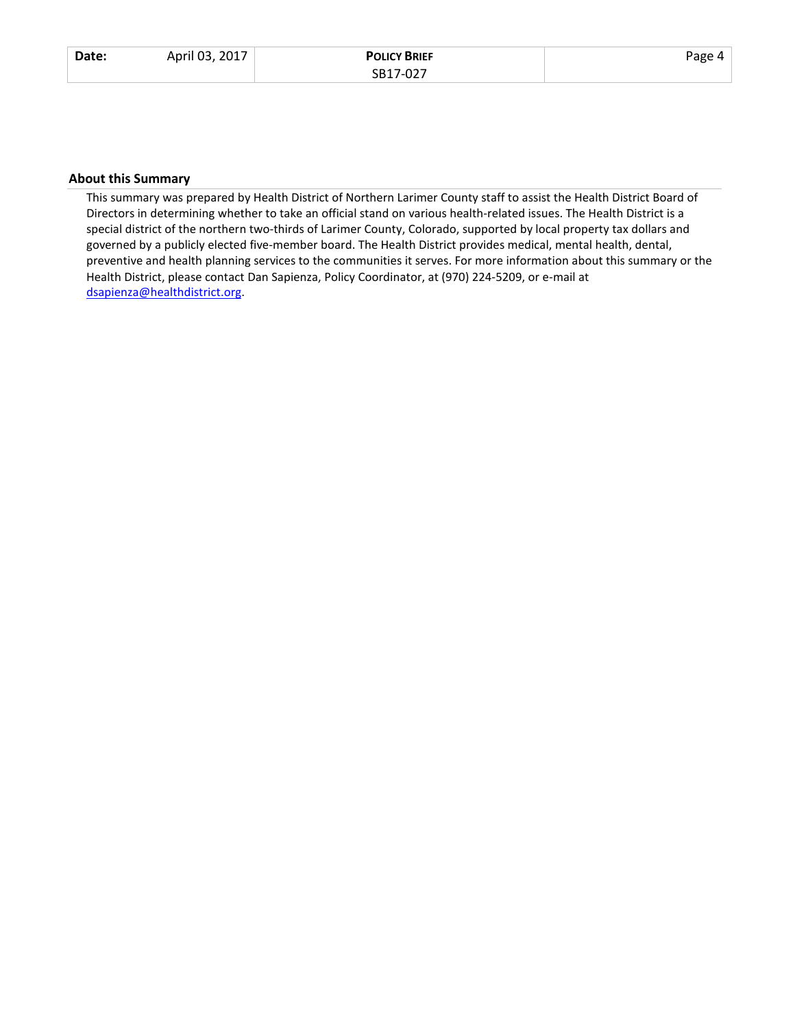## About this Summary

This summary was prepared by Health District of Northern Larimer County staff to assist the Health District Board of Directors in determining whether to take an official stand on various health-related issues. The Health District is a special district of the northern two-thirds of Larimer County, Colorado, supported by local property tax dollars and governed by a publicly elected five-member board. The Health District provides medical, mental health, dental, preventive and health planning services to the communities it serves. For more information about this summary or the Health District, please contact Dan Sapienza, Policy Coordinator, at (970) 224-5209, or e-mail at dsapienza@healthdistrict.org.